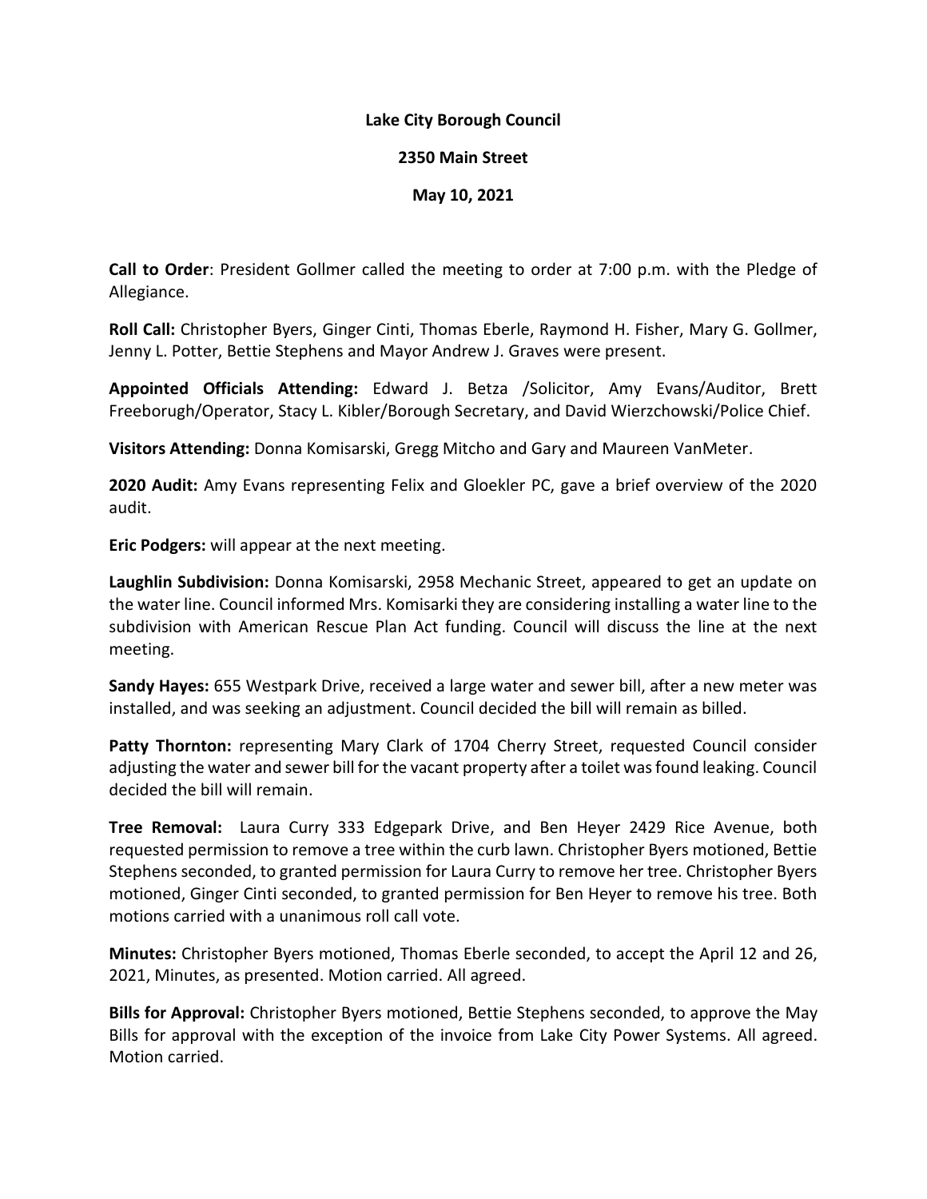**Lake City Borough Council**

**2350 Main Street**

**May 10, 2021**

**Call to Order**: President Gollmer called the meeting to order at 7:00 p.m. with the Pledge of Allegiance.

**Roll Call:** Christopher Byers, Ginger Cinti, Thomas Eberle, Raymond H. Fisher, Mary G. Gollmer, Jenny L. Potter, Bettie Stephens and Mayor Andrew J. Graves were present.

**Appointed Officials Attending:** Edward J. Betza /Solicitor, Amy Evans/Auditor, Brett Freeborugh/Operator, Stacy L. Kibler/Borough Secretary, and David Wierzchowski/Police Chief.

**Visitors Attending:** Donna Komisarski, Gregg Mitcho and Gary and Maureen VanMeter.

**2020 Audit:** Amy Evans representing Felix and Gloekler PC, gave a brief overview of the 2020 audit.

**Eric Podgers:** will appear at the next meeting.

**Laughlin Subdivision:** Donna Komisarski, 2958 Mechanic Street, appeared to get an update on the water line. Council informed Mrs. Komisarki they are considering installing a water line to the subdivision with American Rescue Plan Act funding. Council will discuss the line at the next meeting.

**Sandy Hayes:** 655 Westpark Drive, received a large water and sewer bill, after a new meter was installed, and was seeking an adjustment. Council decided the bill will remain as billed.

**Patty Thornton:** representing Mary Clark of 1704 Cherry Street, requested Council consider adjusting the water and sewer bill for the vacant property after a toilet was found leaking. Council decided the bill will remain.

**Tree Removal:** Laura Curry 333 Edgepark Drive, and Ben Heyer 2429 Rice Avenue, both requested permission to remove a tree within the curb lawn. Christopher Byers motioned, Bettie Stephens seconded, to granted permission for Laura Curry to remove her tree. Christopher Byers motioned, Ginger Cinti seconded, to granted permission for Ben Heyer to remove his tree. Both motions carried with a unanimous roll call vote.

**Minutes:** Christopher Byers motioned, Thomas Eberle seconded, to accept the April 12 and 26, 2021, Minutes, as presented. Motion carried. All agreed.

**Bills for Approval:** Christopher Byers motioned, Bettie Stephens seconded, to approve the May Bills for approval with the exception of the invoice from Lake City Power Systems. All agreed. Motion carried.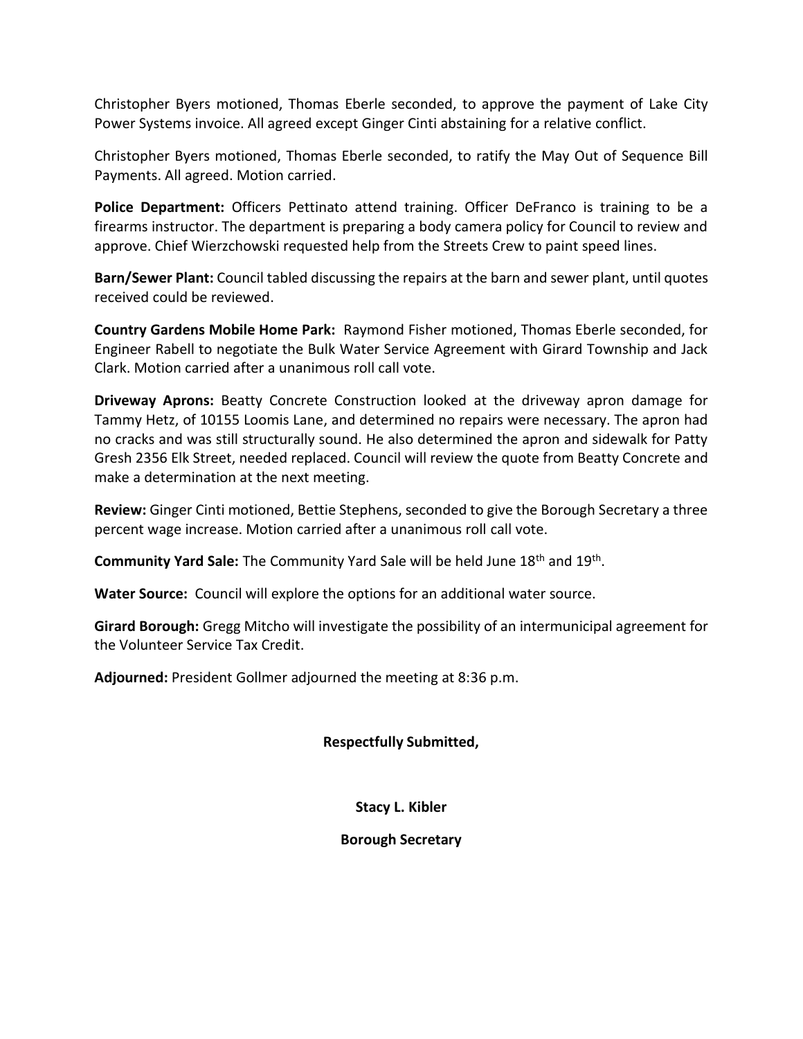Christopher Byers motioned, Thomas Eberle seconded, to approve the payment of Lake City Power Systems invoice. All agreed except Ginger Cinti abstaining for a relative conflict.

Christopher Byers motioned, Thomas Eberle seconded, to ratify the May Out of Sequence Bill Payments. All agreed. Motion carried.

**Police Department:** Officers Pettinato attend training. Officer DeFranco is training to be a firearms instructor. The department is preparing a body camera policy for Council to review and approve. Chief Wierzchowski requested help from the Streets Crew to paint speed lines.

**Barn/Sewer Plant:** Council tabled discussing the repairs at the barn and sewer plant, until quotes received could be reviewed.

**Country Gardens Mobile Home Park:** Raymond Fisher motioned, Thomas Eberle seconded, for Engineer Rabell to negotiate the Bulk Water Service Agreement with Girard Township and Jack Clark. Motion carried after a unanimous roll call vote.

**Driveway Aprons:** Beatty Concrete Construction looked at the driveway apron damage for Tammy Hetz, of 10155 Loomis Lane, and determined no repairs were necessary. The apron had no cracks and was still structurally sound. He also determined the apron and sidewalk for Patty Gresh 2356 Elk Street, needed replaced. Council will review the quote from Beatty Concrete and make a determination at the next meeting.

**Review:** Ginger Cinti motioned, Bettie Stephens, seconded to give the Borough Secretary a three percent wage increase. Motion carried after a unanimous roll call vote.

**Community Yard Sale:** The Community Yard Sale will be held June 18th and 19th.

**Water Source:** Council will explore the options for an additional water source.

**Girard Borough:** Gregg Mitcho will investigate the possibility of an intermunicipal agreement for the Volunteer Service Tax Credit.

**Adjourned:** President Gollmer adjourned the meeting at 8:36 p.m.

**Respectfully Submitted,**

**Stacy L. Kibler**

**Borough Secretary**